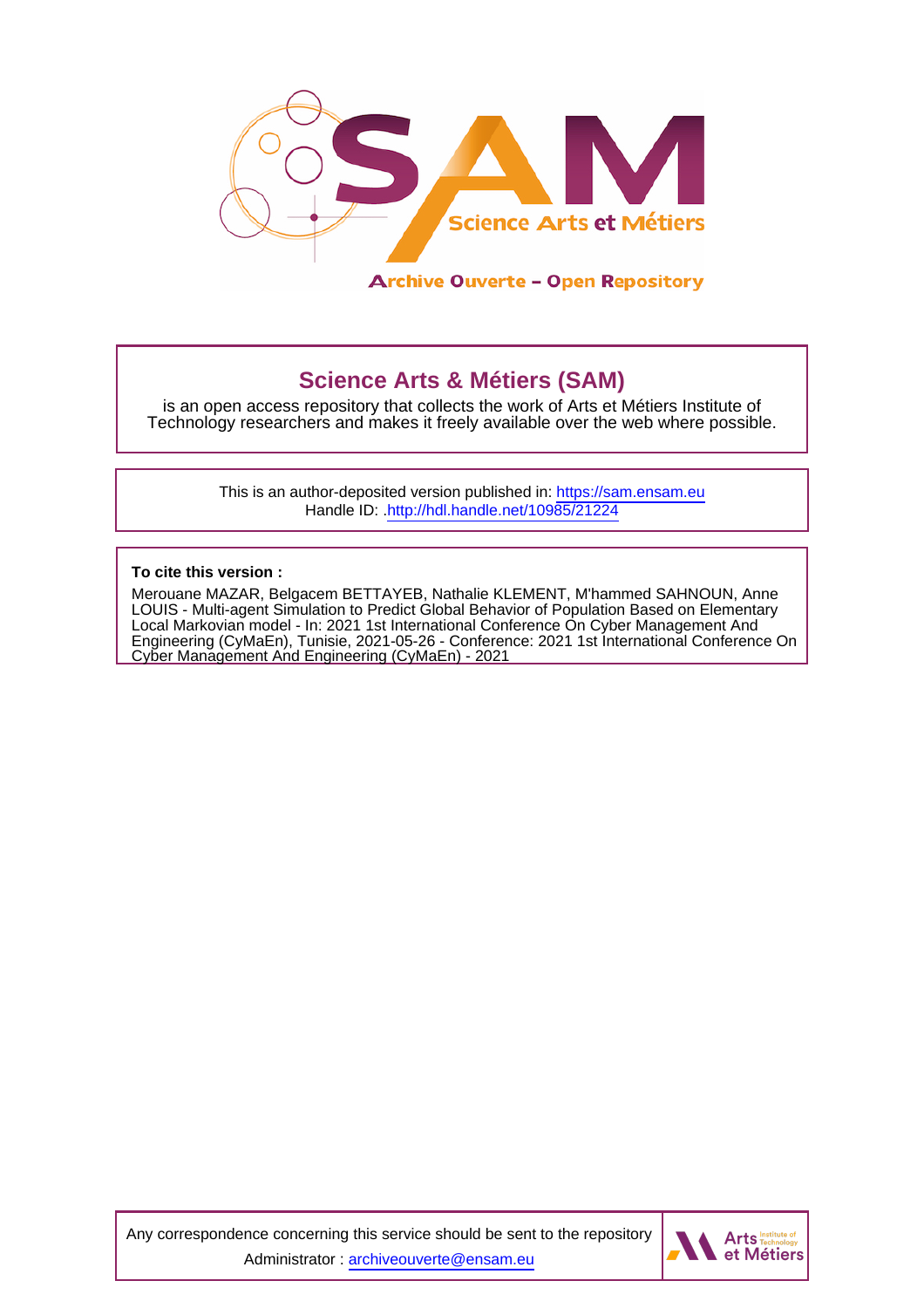# Science Arts & Métiers (SAM)

is an open access repository that collects the work of Arts et Métiers Institute of Technology researchers and makes it freely available over the web where possible.

This is an author-deposited version published in: https://sam.ensam.eu
Handle ID: .http://hdl.handle.net/10985/21224

**To cite this version :**

Merouane MAZAR, Belgacem BETTAYEB, Nathalie KLEMENT, M'hammed SAHNOUN, Anne LOUIS - Multi-agent Simulation to Predict Global Behavior of Population Based on Elementary Local Markovian model - In: 2021 1st International Conference On Cyber Management And Engineering (CyMaEn), Tunisie, 2021-05-26 - Conference: 2021 1st International Conference On Cyber Management And Engineering (CyMaEn) - 2021

Any correspondence concerning this service should be sent to the repository Administrator : archiveouverte@ensam.eu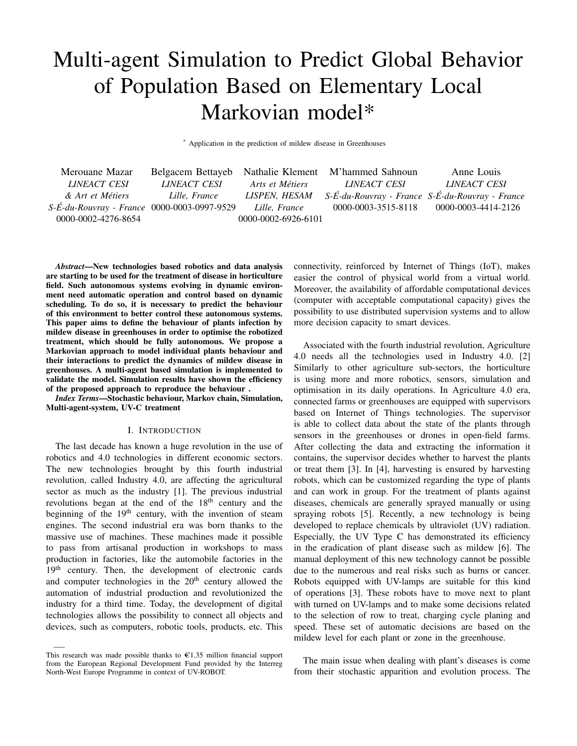# Multi-agent Simulation to Predict Global Behavior of Population Based on Elementary Local Markovian model*

* Application in the prediction of mildew disease in Greenhouses

Merouane Mazar
*LINEACT CESI*
*& Art et Métiers*
*S-É-du-Rouvray - France*
0000-0002-4276-8654

Belgacem Bettayeb
*LINEACT CESI*
*Lille, France*
0000-0003-0997-9529

Nathalie Klement
*Arts et Métiers*
*LISPEN, HESAM*
*Lille, France*
0000-0002-6926-6101

M'hammed Sahnoun
*LINEACT CESI*
*S-É-du-Rouvray - France*
0000-0003-3515-8118

Anne Louis
*LINEACT CESI*
*S-É-du-Rouvray - France*
0000-0003-4414-2126

***Abstract*—New technologies based robotics and data analysis are starting to be used for the treatment of disease in horticulture field. Such autonomous systems evolving in dynamic environment need automatic operation and control based on dynamic scheduling. To do so, it is necessary to predict the behaviour of this environment to better control these autonomous systems. This paper aims to define the behaviour of plants infection by mildew disease in greenhouses in order to optimise the robotized treatment, which should be fully autonomous. We propose a Markovian approach to model individual plants behaviour and their interactions to predict the dynamics of mildew disease in greenhouses. A multi-agent based simulation is implemented to validate the model. Simulation results have shown the efficiency of the proposed approach to reproduce the behaviour .**

***Index Terms*—Stochastic behaviour, Markov chain, Simulation, Multi-agent-system, UV-C treatment**

## I. Introduction

The last decade has known a huge revolution in the use of robotics and 4.0 technologies in different economic sectors. The new technologies brought by this fourth industrial revolution, called Industry 4.0, are affecting the agricultural sector as much as the industry [1]. The previous industrial revolutions began at the end of the 18th century and the beginning of the 19th century, with the invention of steam engines. The second industrial era was born thanks to the massive use of machines. These machines made it possible to pass from artisanal production in workshops to mass production in factories, like the automobile factories in the 19th century. Then, the development of electronic cards and computer technologies in the 20th century allowed the automation of industrial production and revolutionized the industry for a third time. Today, the development of digital technologies allows the possibility to connect all objects and devices, such as computers, robotic tools, products, etc. This connectivity, reinforced by Internet of Things (IoT), makes easier the control of physical world from a virtual world. Moreover, the availability of affordable computational devices (computer with acceptable computational capacity) gives the possibility to use distributed supervision systems and to allow more decision capacity to smart devices.

Associated with the fourth industrial revolution, Agriculture 4.0 needs all the technologies used in Industry 4.0. [2] Similarly to other agriculture sub-sectors, the horticulture is using more and more robotics, sensors, simulation and optimisation in its daily operations. In Agriculture 4.0 era, connected farms or greenhouses are equipped with supervisors based on Internet of Things technologies. The supervisor is able to collect data about the state of the plants through sensors in the greenhouses or drones in open-field farms. After collecting the data and extracting the information it contains, the supervisor decides whether to harvest the plants or treat them [3]. In [4], harvesting is ensured by harvesting robots, which can be customized regarding the type of plants and can work in group. For the treatment of plants against diseases, chemicals are generally sprayed manually or using spraying robots [5]. Recently, a new technology is being developed to replace chemicals by ultraviolet (UV) radiation. Especially, the UV Type C has demonstrated its efficiency in the eradication of plant disease such as mildew [6]. The manual deployment of this new technology cannot be possible due to the numerous and real risks such as burns or cancer. Robots equipped with UV-lamps are suitable for this kind of operations [3]. These robots have to move next to plant with turned on UV-lamps and to make some decisions related to the selection of row to treat, charging cycle planing and speed. These set of automatic decisions are based on the mildew level for each plant or zone in the greenhouse.

The main issue when dealing with plant's diseases is come from their stochastic apparition and evolution process. The

This research was made possible thanks to €1.35 million financial support from the European Regional Development Fund provided by the Interreg North-West Europe Programme in context of UV-ROBOT.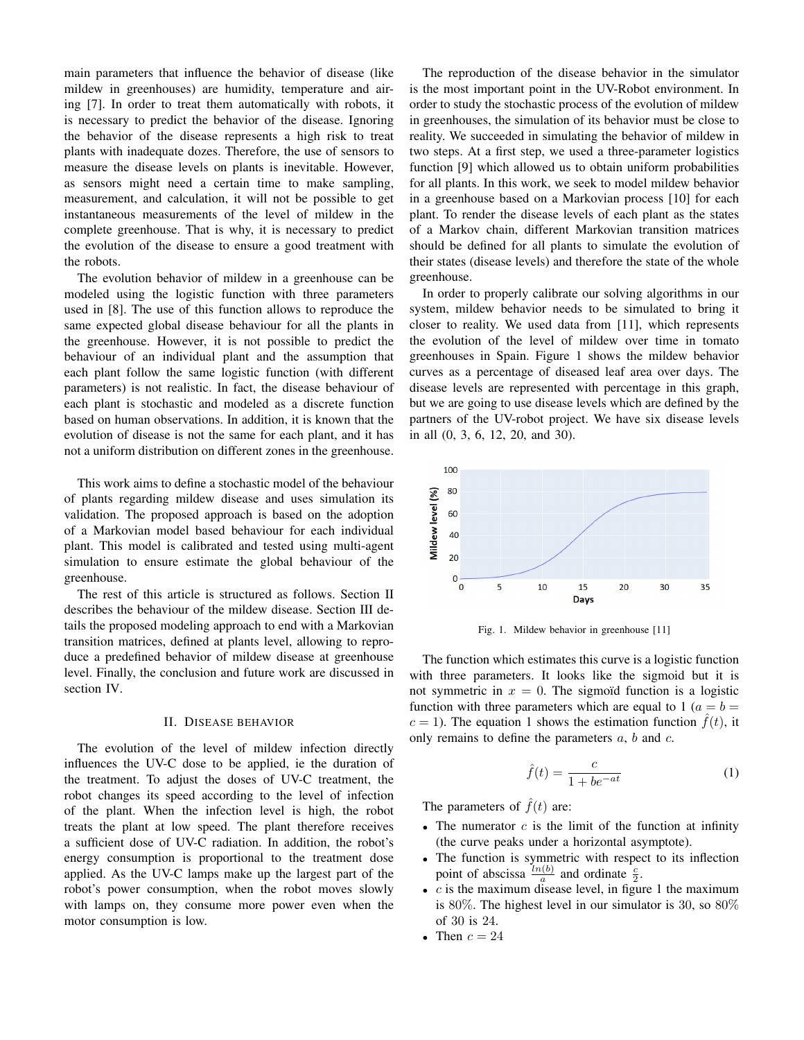main parameters that influence the behavior of disease (like mildew in greenhouses) are humidity, temperature and airing [7]. In order to treat them automatically with robots, it is necessary to predict the behavior of the disease. Ignoring the behavior of the disease represents a high risk to treat plants with inadequate dozes. Therefore, the use of sensors to measure the disease levels on plants is inevitable. However, as sensors might need a certain time to make sampling, measurement, and calculation, it will not be possible to get instantaneous measurements of the level of mildew in the complete greenhouse. That is why, it is necessary to predict the evolution of the disease to ensure a good treatment with the robots.

The evolution behavior of mildew in a greenhouse can be modeled using the logistic function with three parameters used in [8]. The use of this function allows to reproduce the same expected global disease behaviour for all the plants in the greenhouse. However, it is not possible to predict the behaviour of an individual plant and the assumption that each plant follow the same logistic function (with different parameters) is not realistic. In fact, the disease behaviour of each plant is stochastic and modeled as a discrete function based on human observations. In addition, it is known that the evolution of disease is not the same for each plant, and it has not a uniform distribution on different zones in the greenhouse.

This work aims to define a stochastic model of the behaviour of plants regarding mildew disease and uses simulation its validation. The proposed approach is based on the adoption of a Markovian model based behaviour for each individual plant. This model is calibrated and tested using multi-agent simulation to ensure estimate the global behaviour of the greenhouse.

The rest of this article is structured as follows. Section II describes the behaviour of the mildew disease. Section III details the proposed modeling approach to end with a Markovian transition matrices, defined at plants level, allowing to reproduce a predefined behavior of mildew disease at greenhouse level. Finally, the conclusion and future work are discussed in section IV.

## II. Disease behavior

The evolution of the level of mildew infection directly influences the UV-C dose to be applied, ie the duration of the treatment. To adjust the doses of UV-C treatment, the robot changes its speed according to the level of infection of the plant. When the infection level is high, the robot treats the plant at low speed. The plant therefore receives a sufficient dose of UV-C radiation. In addition, the robot's energy consumption is proportional to the treatment dose applied. As the UV-C lamps make up the largest part of the robot's power consumption, when the robot moves slowly with lamps on, they consume more power even when the motor consumption is low.

The reproduction of the disease behavior in the simulator is the most important point in the UV-Robot environment. In order to study the stochastic process of the evolution of mildew in greenhouses, the simulation of its behavior must be close to reality. We succeeded in simulating the behavior of mildew in two steps. At a first step, we used a three-parameter logistics function [9] which allowed us to obtain uniform probabilities for all plants. In this work, we seek to model mildew behavior in a greenhouse based on a Markovian process [10] for each plant. To render the disease levels of each plant as the states of a Markov chain, different Markovian transition matrices should be defined for all plants to simulate the evolution of their states (disease levels) and therefore the state of the whole greenhouse.

In order to properly calibrate our solving algorithms in our system, mildew behavior needs to be simulated to bring it closer to reality. We used data from [11], which represents the evolution of the level of mildew over time in tomato greenhouses in Spain. Figure 1 shows the mildew behavior curves as a percentage of diseased leaf area over days. The disease levels are represented with percentage in this graph, but we are going to use disease levels which are defined by the partners of the UV-robot project. We have six disease levels in all (0, 3, 6, 12, 20, and 30).

Fig. 1. Mildew behavior in greenhouse [11]

The function which estimates this curve is a logistic function with three parameters. It looks like the sigmoid but it is not symmetric in $x = 0$. The sigmoïd function is a logistic function with three parameters which are equal to 1 ($a = b = c = 1$). The equation 1 shows the estimation function $\hat{f}(t)$, it only remains to define the parameters $a$, $b$ and $c$.

$$\hat{f}(t) = \frac{c}{1 + be^{-at}} \tag{1}$$

The parameters of $\hat{f}(t)$ are:

- The numerator $c$ is the limit of the function at infinity (the curve peaks under a horizontal asymptote).
- The function is symmetric with respect to its inflection point of abscissa $\frac{ln(b)}{a}$ and ordinate $\frac{c}{2}$.
- $c$ is the maximum disease level, in figure 1 the maximum is 80%. The highest level in our simulator is 30, so 80% of 30 is 24.
- Then $c = 24$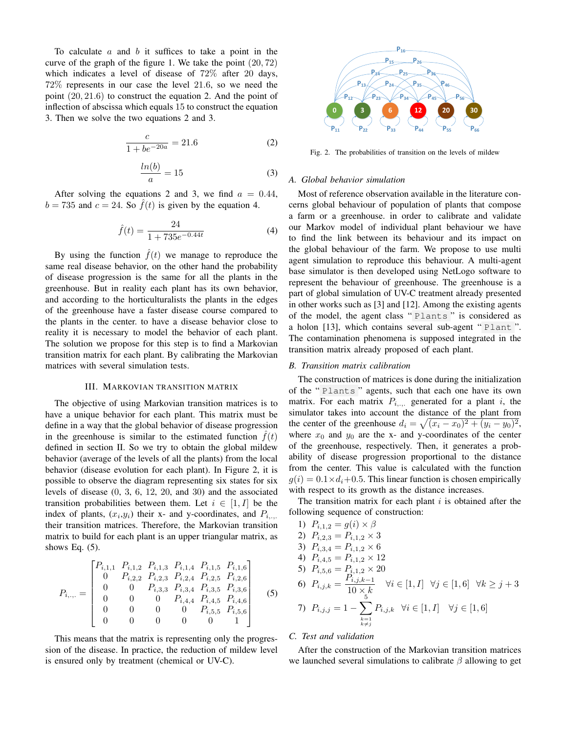To calculate $a$ and $b$ it suffices to take a point in the curve of the graph of the figure 1. We take the point $(20, 72)$ which indicates a level of disease of 72% after 20 days, 72% represents in our case the level 21.6, so we need the point $(20, 21.6)$ to construct the equation 2. And the point of inflection of abscissa which equals 15 to construct the equation 3. Then we solve the two equations 2 and 3.

$$\frac{c}{1 + be^{-20a}} = 21.6 \tag{2}$$

$$\frac{ln(b)}{a} = 15 \tag{3}$$

After solving the equations 2 and 3, we find $a = 0.44$, $b = 735$ and $c = 24$. So $\hat{f}(t)$ is given by the equation 4.

$$\hat{f}(t) = \frac{24}{1 + 735e^{-0.44t}} \tag{4}$$

By using the function $\hat{f}(t)$ we manage to reproduce the same real disease behavior, on the other hand the probability of disease progression is the same for all the plants in the greenhouse. But in reality each plant has its own behavior, and according to the horticulturalists the plants in the edges of the greenhouse have a faster disease course compared to the plants in the center. to have a disease behavior close to reality it is necessary to model the behavior of each plant. The solution we propose for this step is to find a Markovian transition matrix for each plant. By calibrating the Markovian matrices with several simulation tests.

## III. Markovian transition matrix

The objective of using Markovian transition matrices is to have a unique behavior for each plant. This matrix must be define in a way that the global behavior of disease progression in the greenhouse is similar to the estimated function $\hat{f}(t)$ defined in section II. So we try to obtain the global mildew behavior (average of the levels of all the plants) from the local behavior (disease evolution for each plant). In Figure 2, it is possible to observe the diagram representing six states for six levels of disease (0, 3, 6, 12, 20, and 30) and the associated transition probabilities between them. Let $i \in [1, I]$ be the index of plants, $(x_i, y_i)$ their x- and y-coordinates, and $P_{i,.,.}$ their transition matrices. Therefore, the Markovian transition matrix to build for each plant is an upper triangular matrix, as shows Eq. (5).

$$P_{i,.,.} = \begin{bmatrix} P_{i,1,1} & P_{i,1,2} & P_{i,1,3} & P_{i,1,4} & P_{i,1,5} & P_{i,1,6} \\ 0 & P_{i,2,2} & P_{i,2,3} & P_{i,2,4} & P_{i,2,5} & P_{i,2,6} \\ 0 & 0 & P_{i,3,3} & P_{i,3,4} & P_{i,3,5} & P_{i,3,6} \\ 0 & 0 & 0 & P_{i,4,4} & P_{i,4,5} & P_{i,4,6} \\ 0 & 0 & 0 & 0 & P_{i,5,5} & P_{i,5,6} \\ 0 & 0 & 0 & 0 & 0 & 1 \end{bmatrix} \tag{5}$$

This means that the matrix is representing only the progression of the disease. In practice, the reduction of mildew level is ensured only by treatment (chemical or UV-C).

Fig. 2. The probabilities of transition on the levels of mildew

### A. Global behavior simulation

Most of reference observation available in the literature concerns global behaviour of population of plants that compose a farm or a greenhouse. in order to calibrate and validate our Markov model of individual plant behaviour we have to find the link between its behaviour and its impact on the global behaviour of the farm. We propose to use multi agent simulation to reproduce this behaviour. A multi-agent base simulator is then developed using NetLogo software to represent the behaviour of greenhouse. The greenhouse is a part of global simulation of UV-C treatment already presented in other works such as [3] and [12]. Among the existing agents of the model, the agent class "`Plants`" is considered as a holon [13], which contains several sub-agent "`Plant`". The contamination phenomena is supposed integrated in the transition matrix already proposed of each plant.

### B. Transition matrix calibration

The construction of matrices is done during the initialization of the "`Plants`" agents, such that each one have its own matrix. For each matrix $P_{i,.,.}$ generated for a plant $i$, the simulator takes into account the distance of the plant from the center of the greenhouse $d_i = \sqrt{(x_i - x_0)^2 + (y_i - y_0)^2}$, where $x_0$ and $y_0$ are the x- and y-coordinates of the center of the greenhouse, respectively. Then, it generates a probability of disease progression proportional to the distance from the center. This value is calculated with the function $g(i) = 0.1 \times d_i + 0.5$. This linear function is chosen empirically with respect to its growth as the distance increases.

The transition matrix for each plant $i$ is obtained after the following sequence of construction:

1) $P_{i,1,2} = g(i) \times \beta$
2) $P_{i,2,3} = P_{i,1,2} \times 3$
3) $P_{i,3,4} = P_{i,1,2} \times 6$
4) $P_{i,4,5} = P_{i,1,2} \times 12$
5) $P_{i,5,6} = P_{i,1,2} \times 20$
6) $P_{i,j,k} = \dfrac{P_{i,j,k-1}}{10 \times k} \quad \forall i \in [1, I] \quad \forall j \in [1, 6] \quad \forall k \geq j + 3$
7) $P_{i,j,j} = 1 - \sum_{\substack{k=1 \\ k \neq j}}^{5} P_{i,j,k} \quad \forall i \in [1, I] \quad \forall j \in [1, 6]$

### C. Test and validation

After the construction of the Markovian transition matrices we launched several simulations to calibrate $\beta$ allowing to get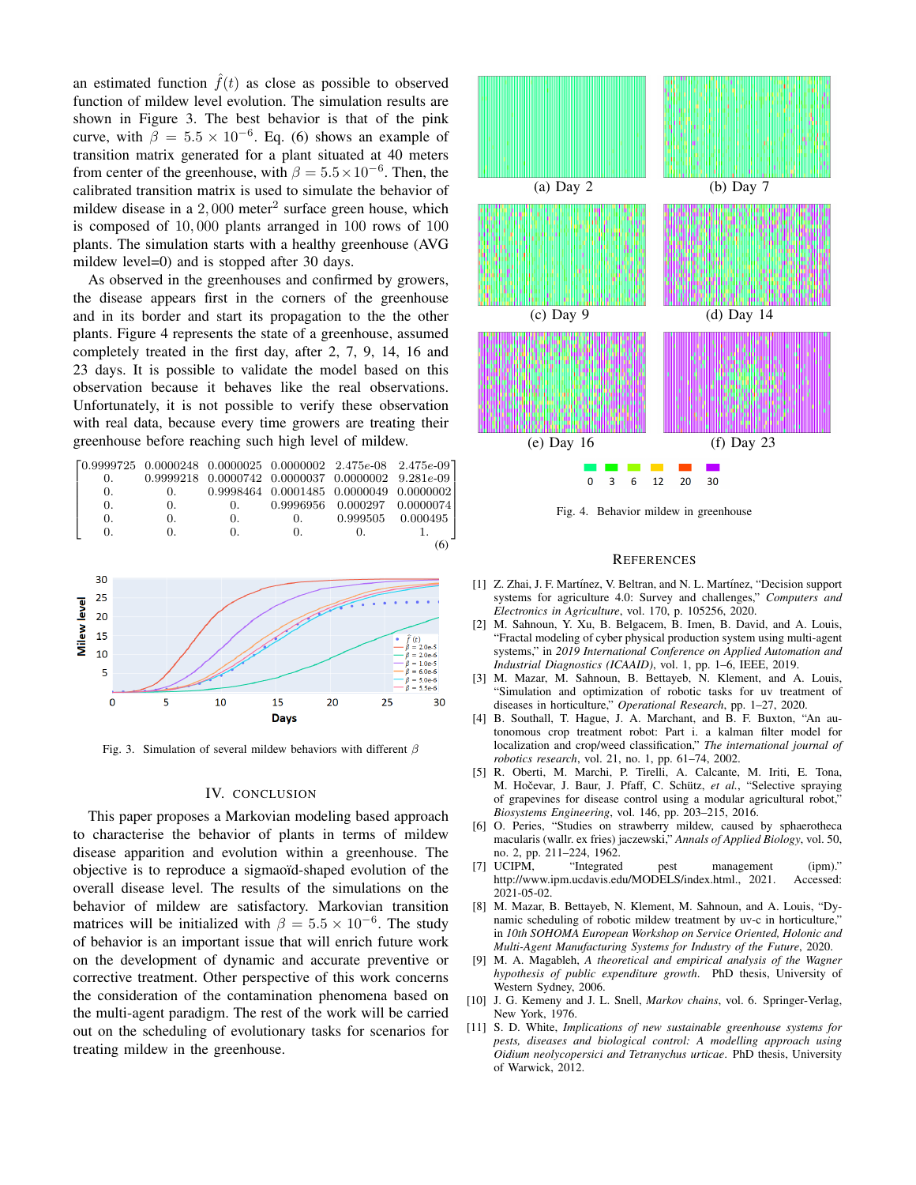an estimated function $\hat{f}(t)$ as close as possible to observed function of mildew level evolution. The simulation results are shown in Figure 3. The best behavior is that of the pink curve, with $\beta = 5.5 \times 10^{-6}$. Eq. (6) shows an example of transition matrix generated for a plant situated at 40 meters from center of the greenhouse, with $\beta = 5.5 \times 10^{-6}$. Then, the calibrated transition matrix is used to simulate the behavior of mildew disease in a $2,000$ meter$^2$ surface green house, which is composed of $10,000$ plants arranged in 100 rows of 100 plants. The simulation starts with a healthy greenhouse (AVG mildew level=0) and is stopped after 30 days.

As observed in the greenhouses and confirmed by growers, the disease appears first in the corners of the greenhouse and in its border and start its propagation to the the other plants. Figure 4 represents the state of a greenhouse, assumed completely treated in the first day, after 2, 7, 9, 14, 16 and 23 days. It is possible to validate the model based on this observation because it behaves like the real observations. Unfortunately, it is not possible to verify these observation with real data, because every time growers are treating their greenhouse before reaching such high level of mildew.

$$\begin{bmatrix} 0.9999725 & 0.0000248 & 0.0000025 & 0.0000002 & 2.475e\text{-}08 & 2.475e\text{-}09 \\ 0. & 0.9999218 & 0.0000742 & 0.0000037 & 0.0000002 & 9.281e\text{-}09 \\ 0. & 0. & 0.9998464 & 0.0001485 & 0.0000049 & 0.0000002 \\ 0. & 0. & 0. & 0.9996956 & 0.000297 & 0.0000074 \\ 0. & 0. & 0. & 0. & 0.999505 & 0.000495 \\ 0. & 0. & 0. & 0. & 0. & 1. \end{bmatrix} \quad (6)$$

Fig. 3. Simulation of several mildew behaviors with different $\beta$

## IV. CONCLUSION

This paper proposes a Markovian modeling based approach to characterise the behavior of plants in terms of mildew disease apparition and evolution within a greenhouse. The objective is to reproduce a sigmaoïd-shaped evolution of the overall disease level. The results of the simulations on the behavior of mildew are satisfactory. Markovian transition matrices will be initialized with $\beta = 5.5 \times 10^{-6}$. The study of behavior is an important issue that will enrich future work on the development of dynamic and accurate preventive or corrective treatment. Other perspective of this work concerns the consideration of the contamination phenomena based on the multi-agent paradigm. The rest of the work will be carried out on the scheduling of evolutionary tasks for scenarios for treating mildew in the greenhouse.

Fig. 4. Behavior mildew in greenhouse

## REFERENCES

[1] Z. Zhai, J. F. Martínez, V. Beltran, and N. L. Martínez, "Decision support systems for agriculture 4.0: Survey and challenges," *Computers and Electronics in Agriculture*, vol. 170, p. 105256, 2020.

[2] M. Sahnoun, Y. Xu, B. Belgacem, B. Imen, B. David, and A. Louis, "Fractal modeling of cyber physical production system using multi-agent systems," in *2019 International Conference on Applied Automation and Industrial Diagnostics (ICAAID)*, vol. 1, pp. 1–6, IEEE, 2019.

[3] M. Mazar, M. Sahnoun, B. Bettayeb, N. Klement, and A. Louis, "Simulation and optimization of robotic tasks for uv treatment of diseases in horticulture," *Operational Research*, pp. 1–27, 2020.

[4] B. Southall, T. Hague, J. A. Marchant, and B. F. Buxton, "An autonomous crop treatment robot: Part i. a kalman filter model for localization and crop/weed classification," *The international journal of robotics research*, vol. 21, no. 1, pp. 61–74, 2002.

[5] R. Oberti, M. Marchi, P. Tirelli, A. Calcante, M. Iriti, E. Tona, M. Hočevar, J. Baur, J. Pfaff, C. Schütz, *et al.*, "Selective spraying of grapevines for disease control using a modular agricultural robot," *Biosystems Engineering*, vol. 146, pp. 203–215, 2016.

[6] O. Peries, "Studies on strawberry mildew, caused by sphaerotheca macularis (wallr. ex fries) jaczewski," *Annals of Applied Biology*, vol. 50, no. 2, pp. 211–224, 1962.

[7] UCIPM, "Integrated pest management (ipm)." http://www.ipm.ucdavis.edu/MODELS/index.html., 2021. Accessed: 2021-05-02.

[8] M. Mazar, B. Bettayeb, N. Klement, M. Sahnoun, and A. Louis, "Dynamic scheduling of robotic mildew treatment by uv-c in horticulture," in *10th SOHOMA European Workshop on Service Oriented, Holonic and Multi-Agent Manufacturing Systems for Industry of the Future*, 2020.

[9] M. A. Magableh, *A theoretical and empirical analysis of the Wagner hypothesis of public expenditure growth*. PhD thesis, University of Western Sydney, 2006.

[10] J. G. Kemeny and J. L. Snell, *Markov chains*, vol. 6. Springer-Verlag, New York, 1976.

[11] S. D. White, *Implications of new sustainable greenhouse systems for pests, diseases and biological control: A modelling approach using Oidium neolycopersici and Tetranychus urticae*. PhD thesis, University of Warwick, 2012.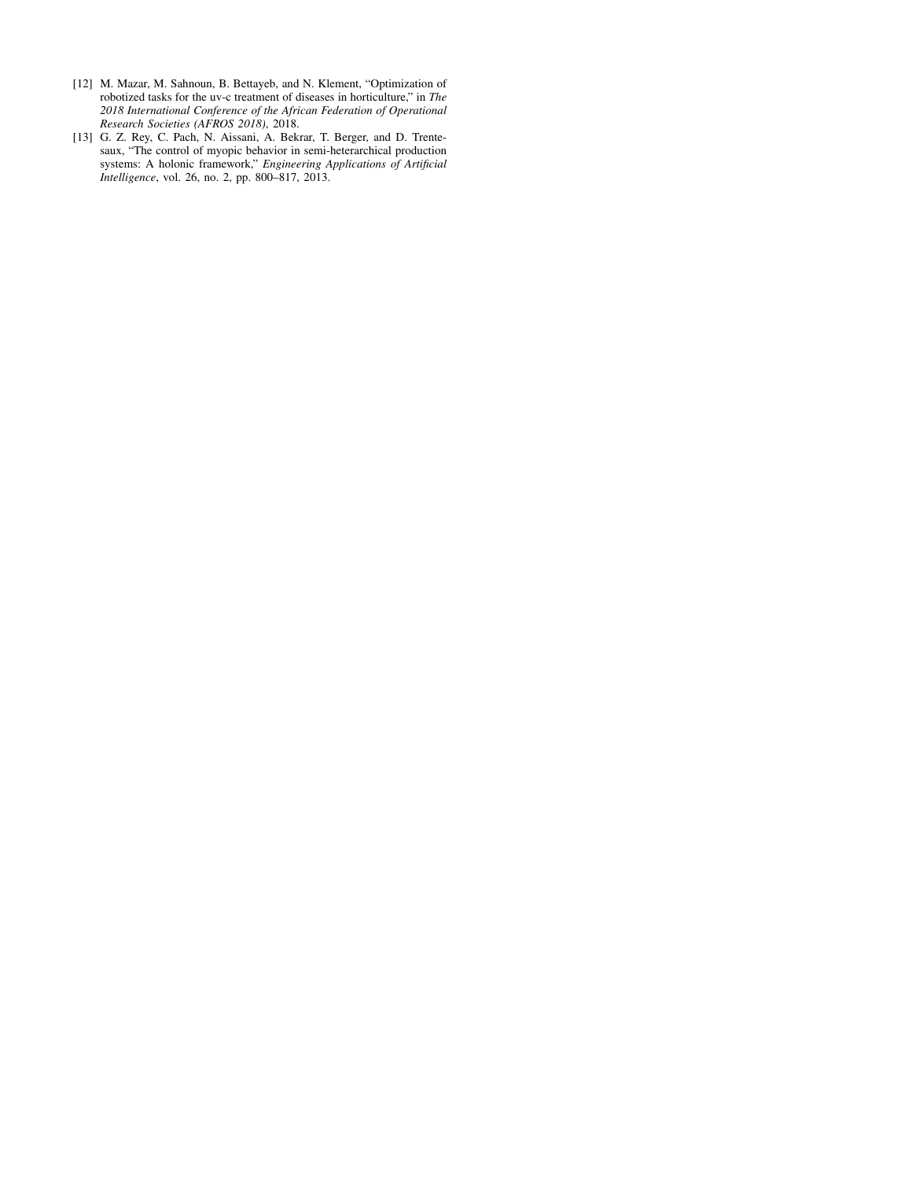[12] M. Mazar, M. Sahnoun, B. Bettayeb, and N. Klement, "Optimization of robotized tasks for the uv-c treatment of diseases in horticulture," in *The 2018 International Conference of the African Federation of Operational Research Societies (AFROS 2018)*, 2018.

[13] G. Z. Rey, C. Pach, N. Aissani, A. Bekrar, T. Berger, and D. Trentesaux, "The control of myopic behavior in semi-heterarchical production systems: A holonic framework," *Engineering Applications of Artificial Intelligence*, vol. 26, no. 2, pp. 800–817, 2013.